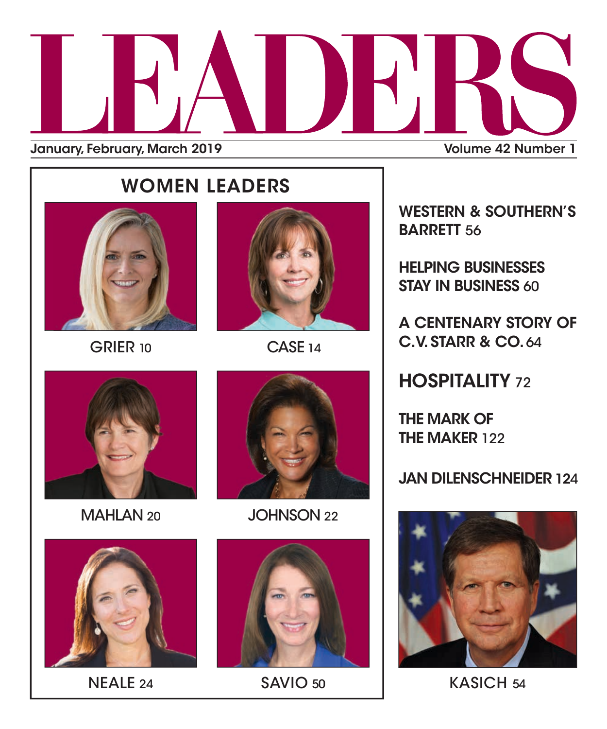# LEADERS

January, February, March 2019

Volume 42 Number 1

## WOMEN LEADERS

GRIER 10

CASE 14

MAHLAN 20

JOHNSON 22

NEALE 24

SAVIO 50

**WESTERN & SOUTHERN'S BARRETT** 56

**HELPING BUSINESSES STAY IN BUSINESS** 60

**A CENTENARY STORY OF C.V. STARR & CO.** 64

**HOSPITALITY** 72

**THE MARK OF THE MAKER** 122

**JAN DILENSCHNEIDER** 124

KASICH 54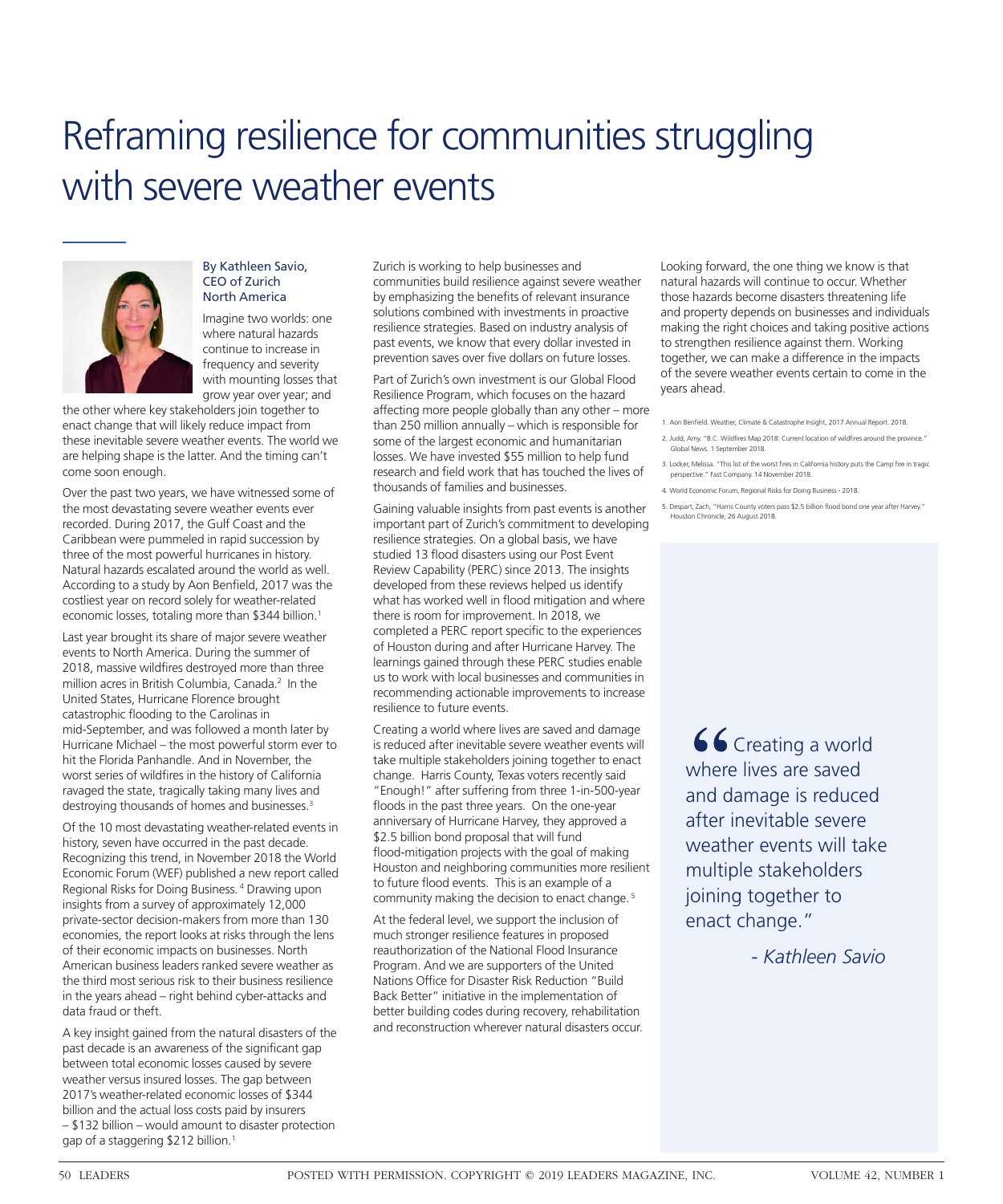# Reframing resilience for communities struggling with severe weather events

By Kathleen Savio, CEO of Zurich North America

Imagine two worlds: one where natural hazards continue to increase in frequency and severity with mounting losses that grow year over year; and the other where key stakeholders join together to enact change that will likely reduce impact from these inevitable severe weather events. The world we are helping shape is the latter. And the timing can't come soon enough.

Over the past two years, we have witnessed some of the most devastating severe weather events ever recorded. During 2017, the Gulf Coast and the Caribbean were pummeled in rapid succession by three of the most powerful hurricanes in history. Natural hazards escalated around the world as well. According to a study by Aon Benfield, 2017 was the costliest year on record solely for weather-related economic losses, totaling more than $344 billion.[1]

Last year brought its share of major severe weather events to North America. During the summer of 2018, massive wildfires destroyed more than three million acres in British Columbia, Canada.[2] In the United States, Hurricane Florence brought catastrophic flooding to the Carolinas in mid-September, and was followed a month later by Hurricane Michael – the most powerful storm ever to hit the Florida Panhandle. And in November, the worst series of wildfires in the history of California ravaged the state, tragically taking many lives and destroying thousands of homes and businesses.[3]

Of the 10 most devastating weather-related events in history, seven have occurred in the past decade. Recognizing this trend, in November 2018 the World Economic Forum (WEF) published a new report called Regional Risks for Doing Business.[4] Drawing upon insights from a survey of approximately 12,000 private-sector decision-makers from more than 130 economies, the report looks at risks through the lens of their economic impacts on businesses. North American business leaders ranked severe weather as the third most serious risk to their business resilience in the years ahead – right behind cyber-attacks and data fraud or theft.

A key insight gained from the natural disasters of the past decade is an awareness of the significant gap between total economic losses caused by severe weather versus insured losses. The gap between 2017's weather-related economic losses of $344 billion and the actual loss costs paid by insurers – $132 billion – would amount to disaster protection gap of a staggering $212 billion.[1]

Zurich is working to help businesses and communities build resilience against severe weather by emphasizing the benefits of relevant insurance solutions combined with investments in proactive resilience strategies. Based on industry analysis of past events, we know that every dollar invested in prevention saves over five dollars on future losses.

Part of Zurich's own investment is our Global Flood Resilience Program, which focuses on the hazard affecting more people globally than any other – more than 250 million annually – which is responsible for some of the largest economic and humanitarian losses. We have invested $55 million to help fund research and field work that has touched the lives of thousands of families and businesses.

Gaining valuable insights from past events is another important part of Zurich's commitment to developing resilience strategies. On a global basis, we have studied 13 flood disasters using our Post Event Review Capability (PERC) since 2013. The insights developed from these reviews helped us identify what has worked well in flood mitigation and where there is room for improvement. In 2018, we completed a PERC report specific to the experiences of Houston during and after Hurricane Harvey. The learnings gained through these PERC studies enable us to work with local businesses and communities in recommending actionable improvements to increase resilience to future events.

Creating a world where lives are saved and damage is reduced after inevitable severe weather events will take multiple stakeholders joining together to enact change. Harris County, Texas voters recently said "Enough!" after suffering from three 1-in-500-year floods in the past three years. On the one-year anniversary of Hurricane Harvey, they approved a $2.5 billion bond proposal that will fund flood-mitigation projects with the goal of making Houston and neighboring communities more resilient to future flood events. This is an example of a community making the decision to enact change.[5]

At the federal level, we support the inclusion of much stronger resilience features in proposed reauthorization of the National Flood Insurance Program. And we are supporters of the United Nations Office for Disaster Risk Reduction "Build Back Better" initiative in the implementation of better building codes during recovery, rehabilitation and reconstruction wherever natural disasters occur.

Looking forward, the one thing we know is that natural hazards will continue to occur. Whether those hazards become disasters threatening life and property depends on businesses and individuals making the right choices and taking positive actions to strengthen resilience against them. Working together, we can make a difference in the impacts of the severe weather events certain to come in the years ahead.

1. Aon Benfield. Weather, Climate & Catastrophe Insight, 2017 Annual Report. 2018.
2. Judd, Amy. "B.C. Wildfires Map 2018: Current location of wildfires around the province." Global News. 1 September 2018.
3. Locker, Melissa. "This list of the worst fires in California history puts the Camp fire in tragic perspective." Fast Company. 14 November 2018.
4. World Economic Forum, Regional Risks for Doing Business - 2018.
5. Despart, Zach, "Harris County voters pass $2.5 billion flood bond one year after Harvey." Houston Chronicle, 26 August 2018.

> "Creating a world where lives are saved and damage is reduced after inevitable severe weather events will take multiple stakeholders joining together to enact change."
>
> *- Kathleen Savio*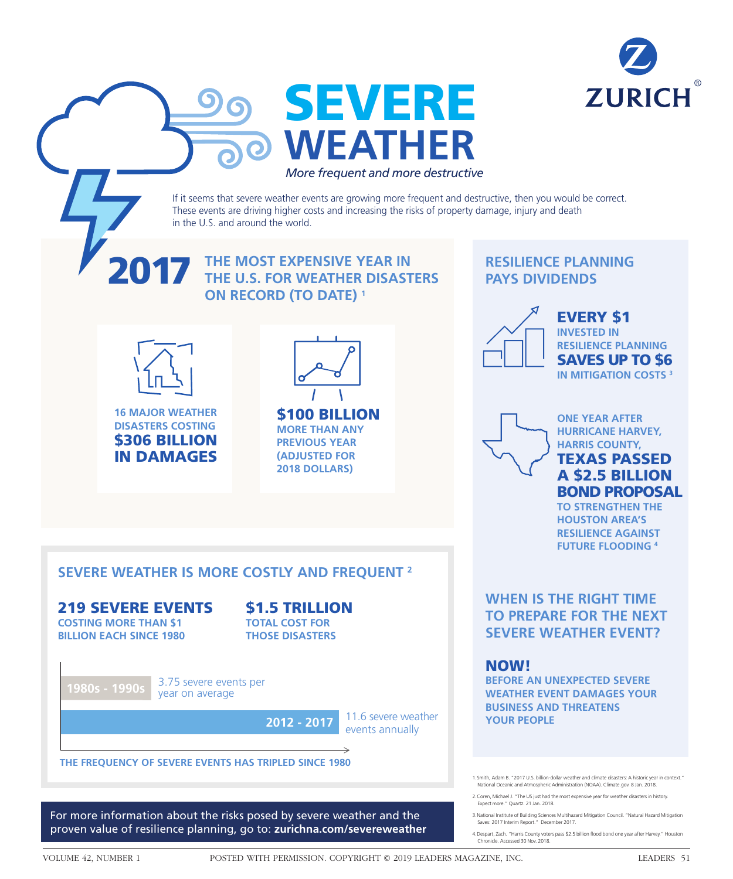# SEVERE WEATHER

*More frequent and more destructive*

ZURICH

If it seems that severe weather events are growing more frequent and destructive, then you would be correct. These events are driving higher costs and increasing the risks of property damage, injury and death in the U.S. and around the world.

## 2017 THE MOST EXPENSIVE YEAR IN THE U.S. FOR WEATHER DISASTERS ON RECORD (TO DATE) [1]

16 MAJOR WEATHER DISASTERS COSTING **$306 BILLION IN DAMAGES**

**$100 BILLION** MORE THAN ANY PREVIOUS YEAR (ADJUSTED FOR 2018 DOLLARS)

## SEVERE WEATHER IS MORE COSTLY AND FREQUENT [2]

**219 SEVERE EVENTS** COSTING MORE THAN $1 BILLION EACH SINCE 1980

**$1.5 TRILLION** TOTAL COST FOR THOSE DISASTERS

1980s - 1990s
3.75 severe events per year on average

2012 - 2017
11.6 severe weather events annually

THE FREQUENCY OF SEVERE EVENTS HAS TRIPLED SINCE 1980

## RESILIENCE PLANNING PAYS DIVIDENDS

**EVERY $1** INVESTED IN RESILIENCE PLANNING **SAVES UP TO $6** IN MITIGATION COSTS [3]

ONE YEAR AFTER HURRICANE HARVEY, HARRIS COUNTY, **TEXAS PASSED A $2.5 BILLION BOND PROPOSAL** TO STRENGTHEN THE HOUSTON AREA'S RESILIENCE AGAINST FUTURE FLOODING [4]

## WHEN IS THE RIGHT TIME TO PREPARE FOR THE NEXT SEVERE WEATHER EVENT?

**NOW!** BEFORE AN UNEXPECTED SEVERE WEATHER EVENT DAMAGES YOUR BUSINESS AND THREATENS YOUR PEOPLE

For more information about the risks posed by severe weather and the proven value of resilience planning, go to: **zurichna.com/severeweather**

1. Smith, Adam B. "2017 U.S. billion-dollar weather and climate disasters: A historic year in context." National Oceanic and Atmospheric Administration (NOAA). Climate.gov. 8 Jan. 2018.
2. Coren, Michael J. "The US just had the most expensive year for weather disasters in history. Expect more." Quartz. 21 Jan. 2018.
3. National Institute of Building Sciences Multihazard Mitigation Council. "Natural Hazard Mitigation Saves: 2017 Interim Report." December 2017.
4. Despart, Zach. "Harris County voters pass $2.5 billion flood bond one year after Harvey." Houston Chronicle. Accessed 30 Nov. 2018.

POSTED WITH PERMISSION. COPYRIGHT © 2019 LEADERS MAGAZINE, INC.